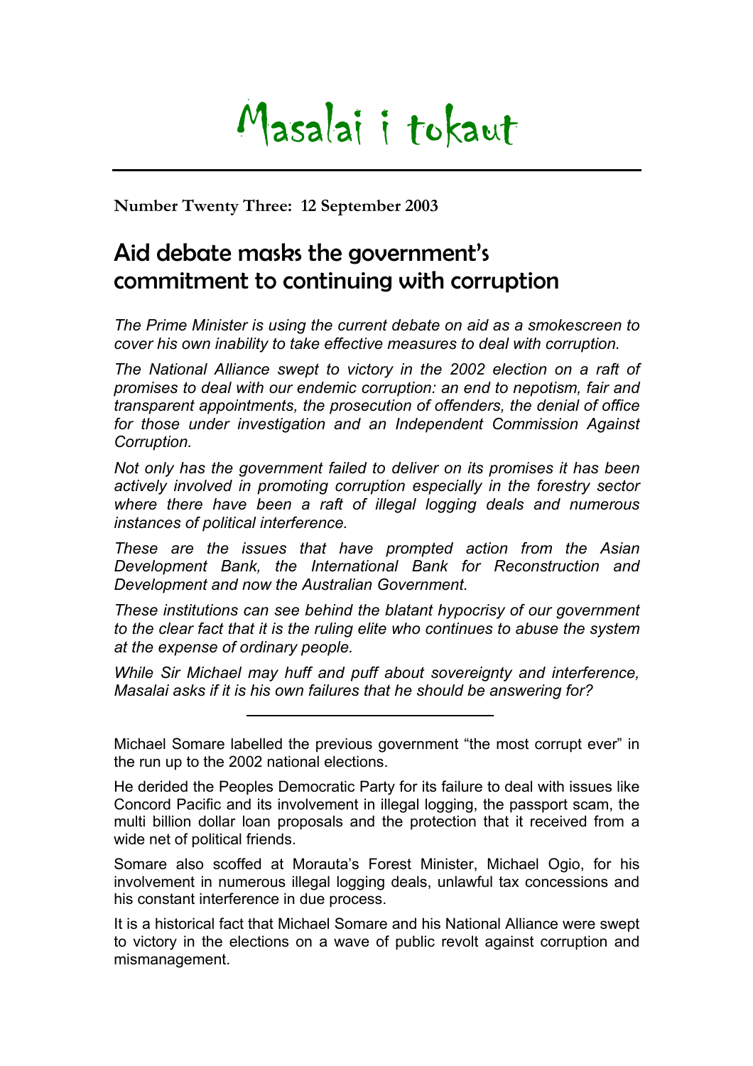# Masalai i tokaut

**Number Twenty Three: 12 September 2003**

## Aid debate masks the government's commitment to continuing with corruption

*The Prime Minister is using the current debate on aid as a smokescreen to cover his own inability to take effective measures to deal with corruption.*

*The National Alliance swept to victory in the 2002 election on a raft of promises to deal with our endemic corruption: an end to nepotism, fair and transparent appointments, the prosecution of offenders, the denial of office for those under investigation and an Independent Commission Against Corruption.*

*Not only has the government failed to deliver on its promises it has been actively involved in promoting corruption especially in the forestry sector where there have been a raft of illegal logging deals and numerous instances of political interference.*

*These are the issues that have prompted action from the Asian Development Bank, the International Bank for Reconstruction and Development and now the Australian Government.*

*These institutions can see behind the blatant hypocrisy of our government to the clear fact that it is the ruling elite who continues to abuse the system at the expense of ordinary people.*

*While Sir Michael may huff and puff about sovereignty and interference, Masalai asks if it is his own failures that he should be answering for?*

---

Michael Somare labelled the previous government "the most corrupt ever" in the run up to the 2002 national elections.

He derided the Peoples Democratic Party for its failure to deal with issues like Concord Pacific and its involvement in illegal logging, the passport scam, the multi billion dollar loan proposals and the protection that it received from a wide net of political friends.

Somare also scoffed at Morauta's Forest Minister, Michael Ogio, for his involvement in numerous illegal logging deals, unlawful tax concessions and his constant interference in due process.

It is a historical fact that Michael Somare and his National Alliance were swept to victory in the elections on a wave of public revolt against corruption and mismanagement.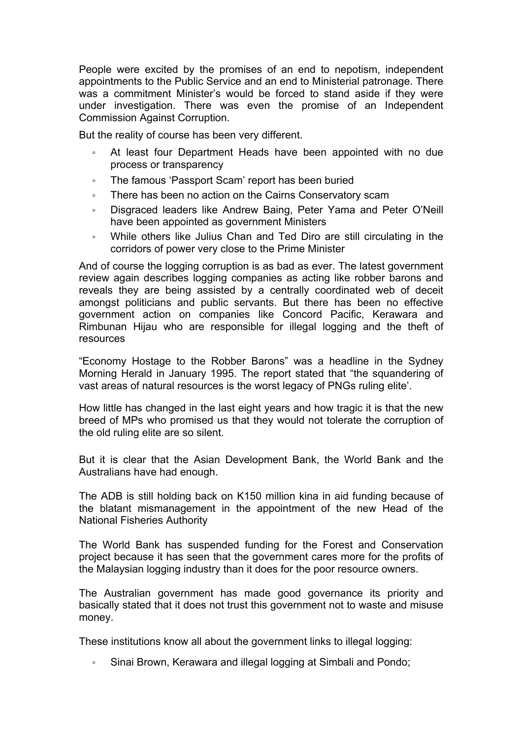People were excited by the promises of an end to nepotism, independent appointments to the Public Service and an end to Ministerial patronage. There was a commitment Minister's would be forced to stand aside if they were under investigation. There was even the promise of an Independent Commission Against Corruption.

But the reality of course has been very different.

- At least four Department Heads have been appointed with no due process or transparency
- The famous 'Passport Scam' report has been buried
- There has been no action on the Cairns Conservatory scam
- Disgraced leaders like Andrew Baing, Peter Yama and Peter O'Neill have been appointed as government Ministers
- While others like Julius Chan and Ted Diro are still circulating in the corridors of power very close to the Prime Minister

And of course the logging corruption is as bad as ever. The latest government review again describes logging companies as acting like robber barons and reveals they are being assisted by a centrally coordinated web of deceit amongst politicians and public servants. But there has been no effective government action on companies like Concord Pacific, Kerawara and Rimbunan Hijau who are responsible for illegal logging and the theft of resources

"Economy Hostage to the Robber Barons" was a headline in the Sydney Morning Herald in January 1995. The report stated that "the squandering of vast areas of natural resources is the worst legacy of PNGs ruling elite'.

How little has changed in the last eight years and how tragic it is that the new breed of MPs who promised us that they would not tolerate the corruption of the old ruling elite are so silent.

But it is clear that the Asian Development Bank, the World Bank and the Australians have had enough.

The ADB is still holding back on K150 million kina in aid funding because of the blatant mismanagement in the appointment of the new Head of the National Fisheries Authority

The World Bank has suspended funding for the Forest and Conservation project because it has seen that the government cares more for the profits of the Malaysian logging industry than it does for the poor resource owners.

The Australian government has made good governance its priority and basically stated that it does not trust this government not to waste and misuse money.

These institutions know all about the government links to illegal logging:

- Sinai Brown, Kerawara and illegal logging at Simbali and Pondo;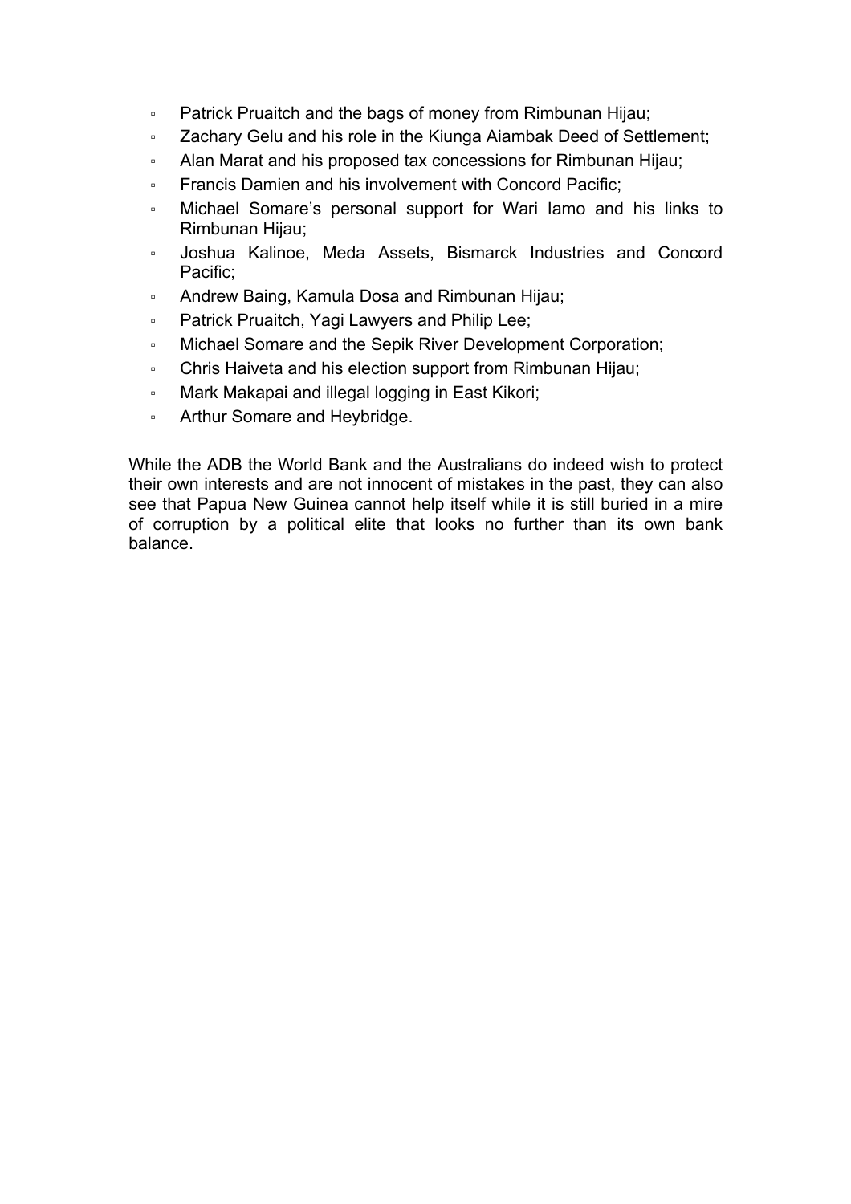- Patrick Pruaitch and the bags of money from Rimbunan Hijau;
- Zachary Gelu and his role in the Kiunga Aiambak Deed of Settlement;
- Alan Marat and his proposed tax concessions for Rimbunan Hijau;
- Francis Damien and his involvement with Concord Pacific;
- Michael Somare's personal support for Wari Iamo and his links to Rimbunan Hijau;
- Joshua Kalinoe, Meda Assets, Bismarck Industries and Concord Pacific;
- Andrew Baing, Kamula Dosa and Rimbunan Hijau;
- Patrick Pruaitch, Yagi Lawyers and Philip Lee;
- Michael Somare and the Sepik River Development Corporation;
- Chris Haiveta and his election support from Rimbunan Hijau;
- Mark Makapai and illegal logging in East Kikori;
- Arthur Somare and Heybridge.

While the ADB the World Bank and the Australians do indeed wish to protect their own interests and are not innocent of mistakes in the past, they can also see that Papua New Guinea cannot help itself while it is still buried in a mire of corruption by a political elite that looks no further than its own bank balance.